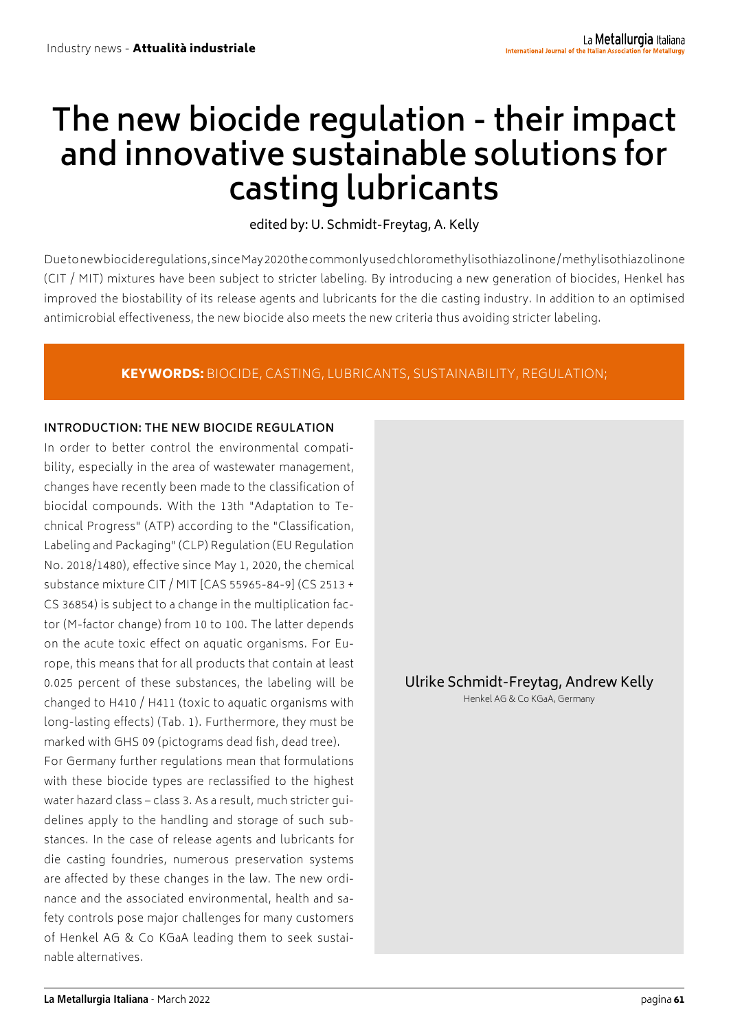# The new biocide regulation - their impact and innovative sustainable solutions for casting lubricants

edited by: U. Schmidt-Freytag, A. Kelly

Due to new biocide regulations, since May 2020 the commonly used chloromethylisothiazolinone/methylisothiazolinone (CIT / MIT) mixtures have been subject to stricter labeling. By introducing a new generation of biocides, Henkel has improved the biostability of its release agents and lubricants for the die casting industry. In addition to an optimised antimicrobial effectiveness, the new biocide also meets the new criteria thus avoiding stricter labeling.

**KEYWORDS:** BIOCIDE, CASTING, LUBRICANTS, SUSTAINABILITY, REGULATION;

Ulrike Schmidt-Freytag, Andrew Kelly

Henkel AG & Co KGaA, Germany

## INTRODUCTION: THE NEW BIOCIDE REGULATION

In order to better control the environmental compatibility, especially in the area of wastewater management, changes have recently been made to the classification of biocidal compounds. With the 13th "Adaptation to Technical Progress" (ATP) according to the "Classification, Labeling and Packaging" (CLP) Regulation (EU Regulation No. 2018/1480), effective since May 1, 2020, the chemical substance mixture CIT / MIT [CAS 55965-84-9] (CS 2513 + CS 36854) is subject to a change in the multiplication factor (M-factor change) from 10 to 100. The latter depends on the acute toxic effect on aquatic organisms. For Europe, this means that for all products that contain at least 0.025 percent of these substances, the labeling will be changed to H410 / H411 (toxic to aquatic organisms with long-lasting effects) (Tab. 1). Furthermore, they must be marked with GHS 09 (pictograms dead fish, dead tree).

For Germany further regulations mean that formulations with these biocide types are reclassified to the highest water hazard class – class 3. As a result, much stricter guidelines apply to the handling and storage of such substances. In the case of release agents and lubricants for die casting foundries, numerous preservation systems are affected by these changes in the law. The new ordinance and the associated environmental, health and safety controls pose major challenges for many customers of Henkel AG & Co KGaA leading them to seek sustainable alternatives.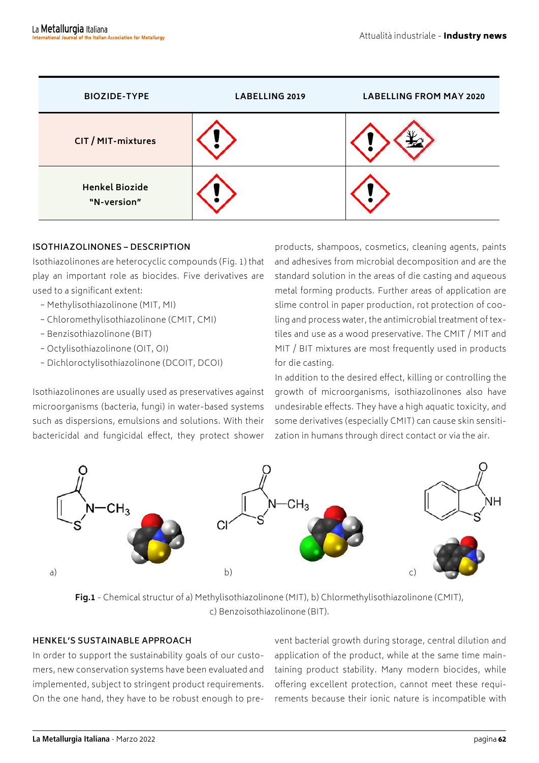| BIOZIDE-TYPE | LABELLING 2019 | LABELLING FROM MAY 2020 |
|---|---|---|
| CIT / MIT-mixtures | | |
| Henkel Biozide "N-version" | | |

#### ISOTHIAZOLINONES – DESCRIPTION

Isothiazolinones are heterocyclic compounds (Fig. 1) that play an important role as biocides. Five derivatives are used to a significant extent:

- Methylisothiazolinone (MIT, MI)
- Chloromethylisothiazolinone (CMIT, CMI)
- Benzisothiazolinone (BIT)
- Octylisothiazolinone (OIT, OI)
- Dichloroctylisothiazolinone (DCOIT, DCOI)

Isothiazolinones are usually used as preservatives against microorganisms (bacteria, fungi) in water-based systems such as dispersions, emulsions and solutions. With their bactericidal and fungicidal effect, they protect shower products, shampoos, cosmetics, cleaning agents, paints and adhesives from microbial decomposition and are the standard solution in the areas of die casting and aqueous metal forming products. Further areas of application are slime control in paper production, rot protection of cooling and process water, the antimicrobial treatment of textiles and use as a wood preservative. The CMIT / MIT and MIT / BIT mixtures are most frequently used in products for die casting.

In addition to the desired effect, killing or controlling the growth of microorganisms, isothiazolinones also have undesirable effects. They have a high aquatic toxicity, and some derivatives (especially CMIT) can cause skin sensitization in humans through direct contact or via the air.

**Fig.1** - Chemical structur of a) Methylisothiazolinone (MIT), b) Chlormethylisothiazolinone (CMIT), c) Benzoisothiazolinone (BIT).

#### HENKEL'S SUSTAINABLE APPROACH

In order to support the sustainability goals of our customers, new conservation systems have been evaluated and implemented, subject to stringent product requirements. On the one hand, they have to be robust enough to prevent bacterial growth during storage, central dilution and application of the product, while at the same time maintaining product stability. Many modern biocides, while offering excellent protection, cannot meet these requirements because their ionic nature is incompatible with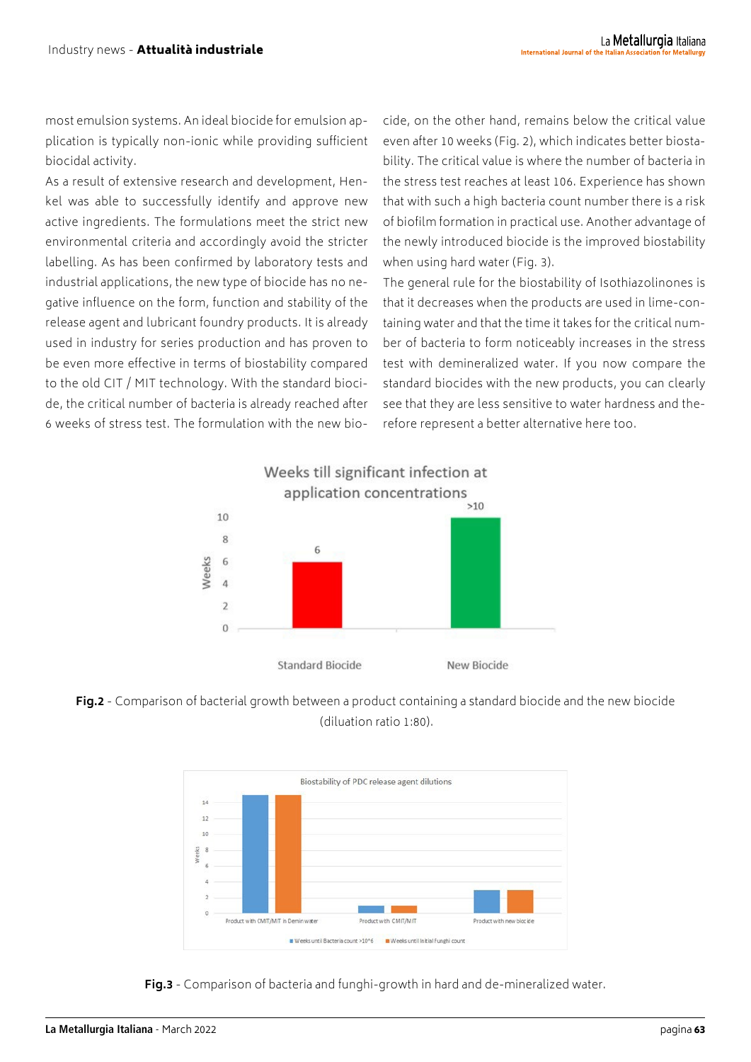most emulsion systems. An ideal biocide for emulsion application is typically non-ionic while providing sufficient biocidal activity.

As a result of extensive research and development, Henkel was able to successfully identify and approve new active ingredients. The formulations meet the strict new environmental criteria and accordingly avoid the stricter labelling. As has been confirmed by laboratory tests and industrial applications, the new type of biocide has no negative influence on the form, function and stability of the release agent and lubricant foundry products. It is already used in industry for series production and has proven to be even more effective in terms of biostability compared to the old CIT / MIT technology. With the standard biocide, the critical number of bacteria is already reached after 6 weeks of stress test. The formulation with the new biocide, on the other hand, remains below the critical value even after 10 weeks (Fig. 2), which indicates better biostability. The critical value is where the number of bacteria in the stress test reaches at least 106. Experience has shown that with such a high bacteria count number there is a risk of biofilm formation in practical use. Another advantage of the newly introduced biocide is the improved biostability when using hard water (Fig. 3).

The general rule for the biostability of Isothiazolinones is that it decreases when the products are used in lime-containing water and that the time it takes for the critical number of bacteria to form noticeably increases in the stress test with demineralized water. If you now compare the standard biocides with the new products, you can clearly see that they are less sensitive to water hardness and therefore represent a better alternative here too.

**Fig.2** - Comparison of bacterial growth between a product containing a standard biocide and the new biocide (diluation ratio 1:80).

**Fig.3** - Comparison of bacteria and funghi-growth in hard and de-mineralized water.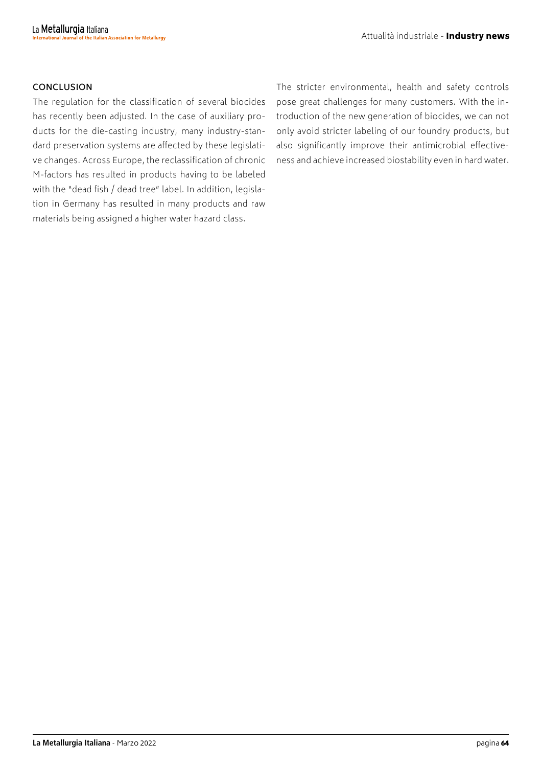## CONCLUSION

The regulation for the classification of several biocides has recently been adjusted. In the case of auxiliary products for the die-casting industry, many industry-standard preservation systems are affected by these legislative changes. Across Europe, the reclassification of chronic M-factors has resulted in products having to be labeled with the "dead fish / dead tree" label. In addition, legislation in Germany has resulted in many products and raw materials being assigned a higher water hazard class.

The stricter environmental, health and safety controls pose great challenges for many customers. With the introduction of the new generation of biocides, we can not only avoid stricter labeling of our foundry products, but also significantly improve their antimicrobial effectiveness and achieve increased biostability even in hard water.